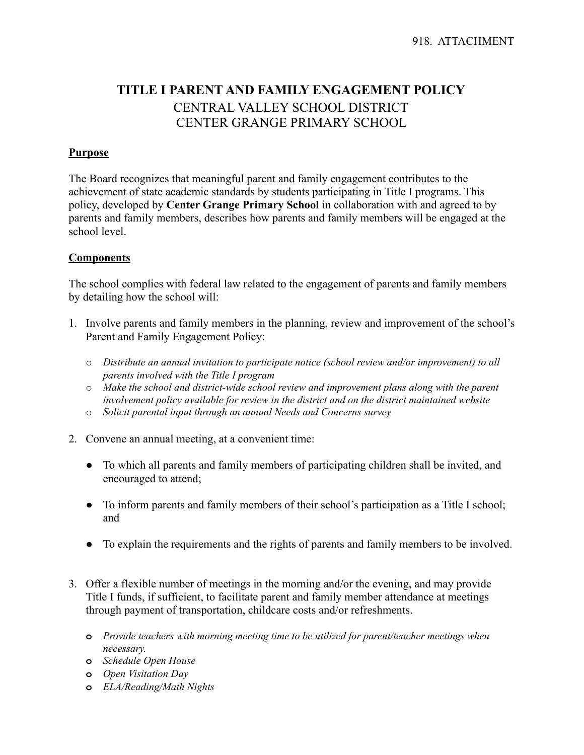918. ATTACHMENT

# TITLE I PARENT AND FAMILY ENGAGEMENT POLICY

CENTRAL VALLEY SCHOOL DISTRICT
CENTER GRANGE PRIMARY SCHOOL

## Purpose

The Board recognizes that meaningful parent and family engagement contributes to the achievement of state academic standards by students participating in Title I programs. This policy, developed by **Center Grange Primary School** in collaboration with and agreed to by parents and family members, describes how parents and family members will be engaged at the school level.

## Components

The school complies with federal law related to the engagement of parents and family members by detailing how the school will:

1. Involve parents and family members in the planning, review and improvement of the school's Parent and Family Engagement Policy:
   - *Distribute an annual invitation to participate notice (school review and/or improvement) to all parents involved with the Title I program*
   - *Make the school and district-wide school review and improvement plans along with the parent involvement policy available for review in the district and on the district maintained website*
   - *Solicit parental input through an annual Needs and Concerns survey*

2. Convene an annual meeting, at a convenient time:
   - To which all parents and family members of participating children shall be invited, and encouraged to attend;
   - To inform parents and family members of their school's participation as a Title I school; and
   - To explain the requirements and the rights of parents and family members to be involved.

3. Offer a flexible number of meetings in the morning and/or the evening, and may provide Title I funds, if sufficient, to facilitate parent and family member attendance at meetings through payment of transportation, childcare costs and/or refreshments.
   - *Provide teachers with morning meeting time to be utilized for parent/teacher meetings when necessary.*
   - *Schedule Open House*
   - *Open Visitation Day*
   - *ELA/Reading/Math Nights*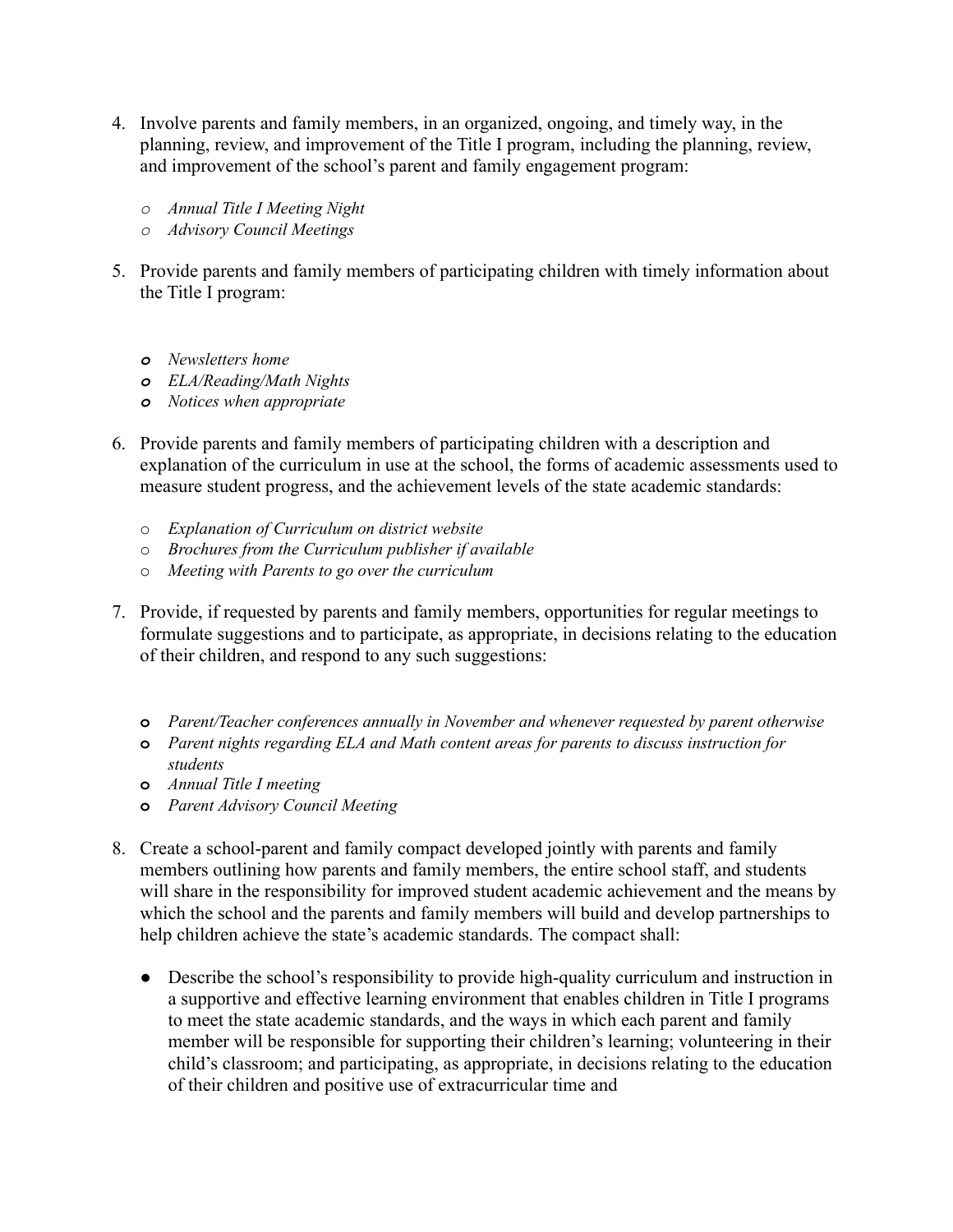4. Involve parents and family members, in an organized, ongoing, and timely way, in the planning, review, and improvement of the Title I program, including the planning, review, and improvement of the school's parent and family engagement program:

    - *Annual Title I Meeting Night*
    - *Advisory Council Meetings*

5. Provide parents and family members of participating children with timely information about the Title I program:

    - *Newsletters home*
    - *ELA/Reading/Math Nights*
    - *Notices when appropriate*

6. Provide parents and family members of participating children with a description and explanation of the curriculum in use at the school, the forms of academic assessments used to measure student progress, and the achievement levels of the state academic standards:

    - *Explanation of Curriculum on district website*
    - *Brochures from the Curriculum publisher if available*
    - *Meeting with Parents to go over the curriculum*

7. Provide, if requested by parents and family members, opportunities for regular meetings to formulate suggestions and to participate, as appropriate, in decisions relating to the education of their children, and respond to any such suggestions:

    - *Parent/Teacher conferences annually in November and whenever requested by parent otherwise*
    - *Parent nights regarding ELA and Math content areas for parents to discuss instruction for students*
    - *Annual Title I meeting*
    - *Parent Advisory Council Meeting*

8. Create a school-parent and family compact developed jointly with parents and family members outlining how parents and family members, the entire school staff, and students will share in the responsibility for improved student academic achievement and the means by which the school and the parents and family members will build and develop partnerships to help children achieve the state's academic standards. The compact shall:

    - Describe the school's responsibility to provide high-quality curriculum and instruction in a supportive and effective learning environment that enables children in Title I programs to meet the state academic standards, and the ways in which each parent and family member will be responsible for supporting their children's learning; volunteering in their child's classroom; and participating, as appropriate, in decisions relating to the education of their children and positive use of extracurricular time and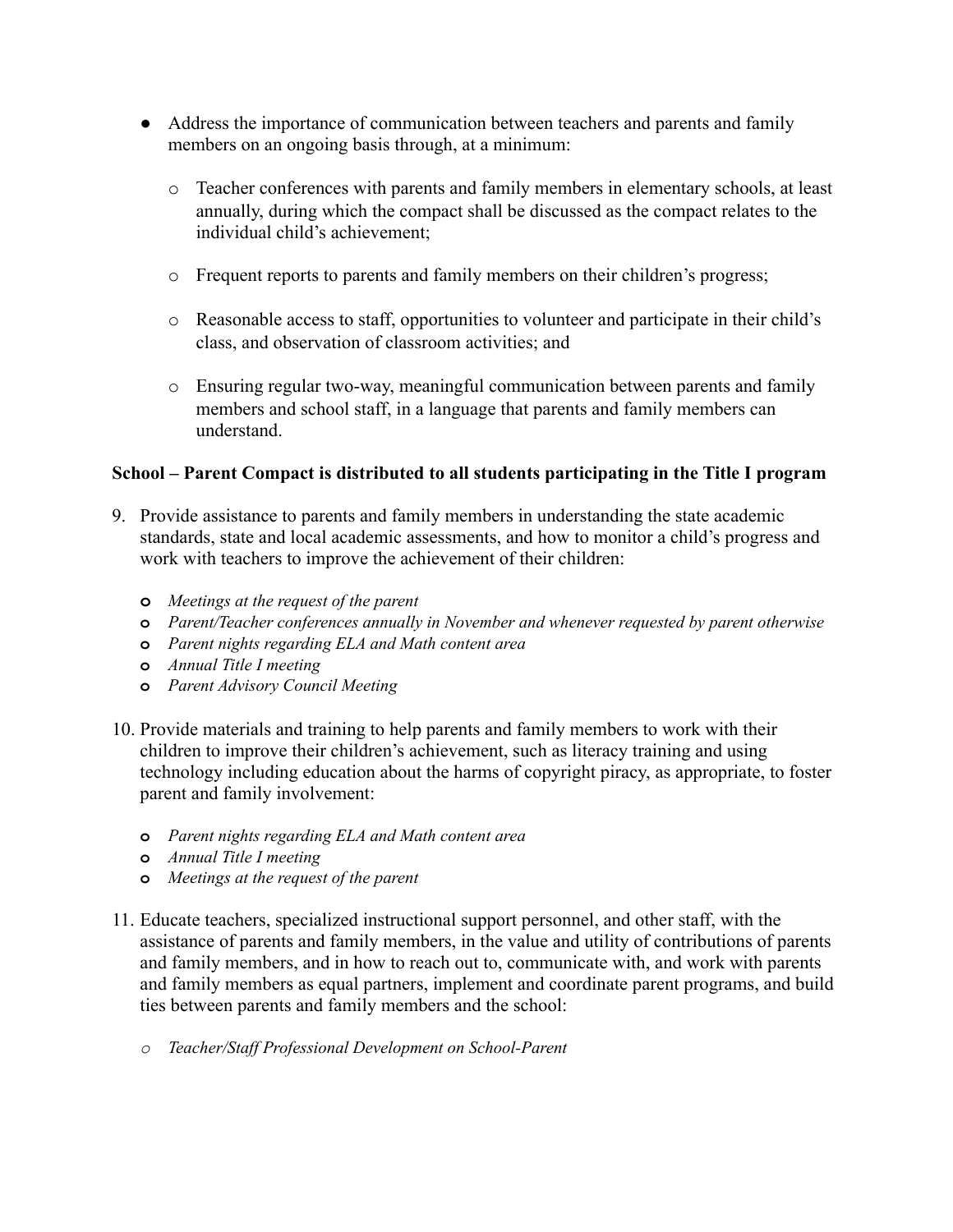- Address the importance of communication between teachers and parents and family members on an ongoing basis through, at a minimum:
  - Teacher conferences with parents and family members in elementary schools, at least annually, during which the compact shall be discussed as the compact relates to the individual child's achievement;
  - Frequent reports to parents and family members on their children's progress;
  - Reasonable access to staff, opportunities to volunteer and participate in their child's class, and observation of classroom activities; and
  - Ensuring regular two-way, meaningful communication between parents and family members and school staff, in a language that parents and family members can understand.

**School – Parent Compact is distributed to all students participating in the Title I program**

9. Provide assistance to parents and family members in understanding the state academic standards, state and local academic assessments, and how to monitor a child's progress and work with teachers to improve the achievement of their children:
   - *Meetings at the request of the parent*
   - *Parent/Teacher conferences annually in November and whenever requested by parent otherwise*
   - *Parent nights regarding ELA and Math content area*
   - *Annual Title I meeting*
   - *Parent Advisory Council Meeting*

10. Provide materials and training to help parents and family members to work with their children to improve their children's achievement, such as literacy training and using technology including education about the harms of copyright piracy, as appropriate, to foster parent and family involvement:
    - *Parent nights regarding ELA and Math content area*
    - *Annual Title I meeting*
    - *Meetings at the request of the parent*

11. Educate teachers, specialized instructional support personnel, and other staff, with the assistance of parents and family members, in the value and utility of contributions of parents and family members, and in how to reach out to, communicate with, and work with parents and family members as equal partners, implement and coordinate parent programs, and build ties between parents and family members and the school:
    - *Teacher/Staff Professional Development on School-Parent*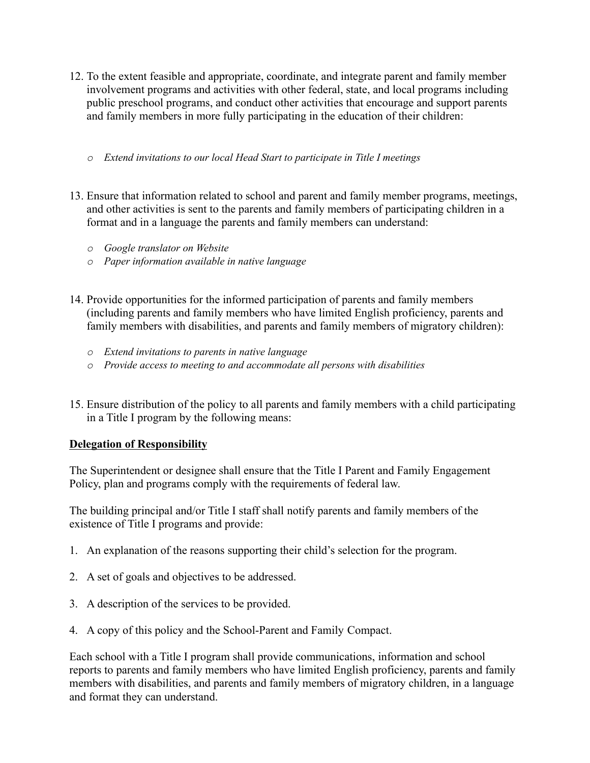12. To the extent feasible and appropriate, coordinate, and integrate parent and family member involvement programs and activities with other federal, state, and local programs including public preschool programs, and conduct other activities that encourage and support parents and family members in more fully participating in the education of their children:

   - *Extend invitations to our local Head Start to participate in Title I meetings*

13. Ensure that information related to school and parent and family member programs, meetings, and other activities is sent to the parents and family members of participating children in a format and in a language the parents and family members can understand:

   - *Google translator on Website*
   - *Paper information available in native language*

14. Provide opportunities for the informed participation of parents and family members (including parents and family members who have limited English proficiency, parents and family members with disabilities, and parents and family members of migratory children):

   - *Extend invitations to parents in native language*
   - *Provide access to meeting to and accommodate all persons with disabilities*

15. Ensure distribution of the policy to all parents and family members with a child participating in a Title I program by the following means:

**<u>Delegation of Responsibility</u>**

The Superintendent or designee shall ensure that the Title I Parent and Family Engagement Policy, plan and programs comply with the requirements of federal law.

The building principal and/or Title I staff shall notify parents and family members of the existence of Title I programs and provide:

1. An explanation of the reasons supporting their child's selection for the program.

2. A set of goals and objectives to be addressed.

3. A description of the services to be provided.

4. A copy of this policy and the School-Parent and Family Compact.

Each school with a Title I program shall provide communications, information and school reports to parents and family members who have limited English proficiency, parents and family members with disabilities, and parents and family members of migratory children, in a language and format they can understand.